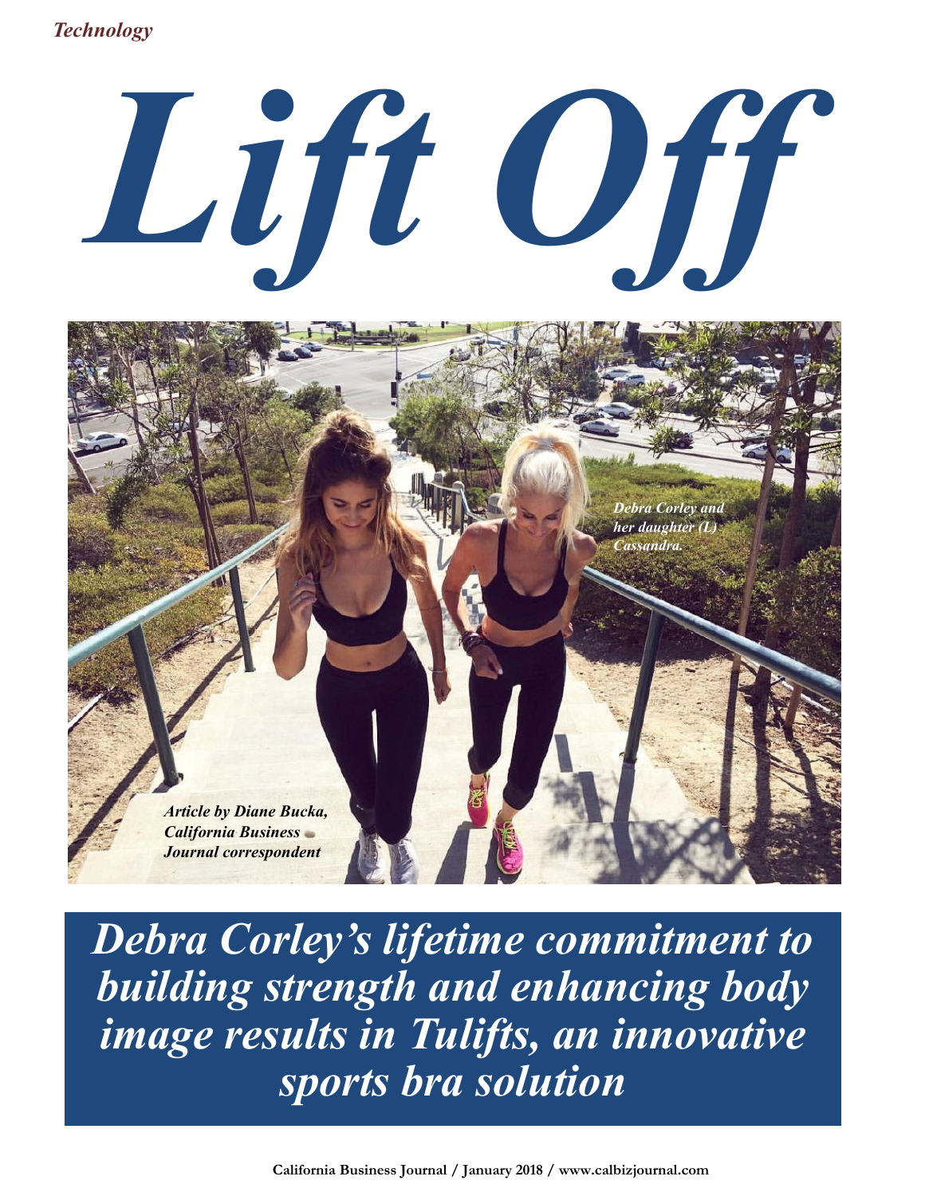*Technology*

# *Lift Off*

*Debra Corley and her daughter (L) Cassandra.*

*Article by Diane Bucka, California Business Journal correspondent*

## *Debra Corley's lifetime commitment to building strength and enhancing body image results in Tulifts, an innovative sports bra solution*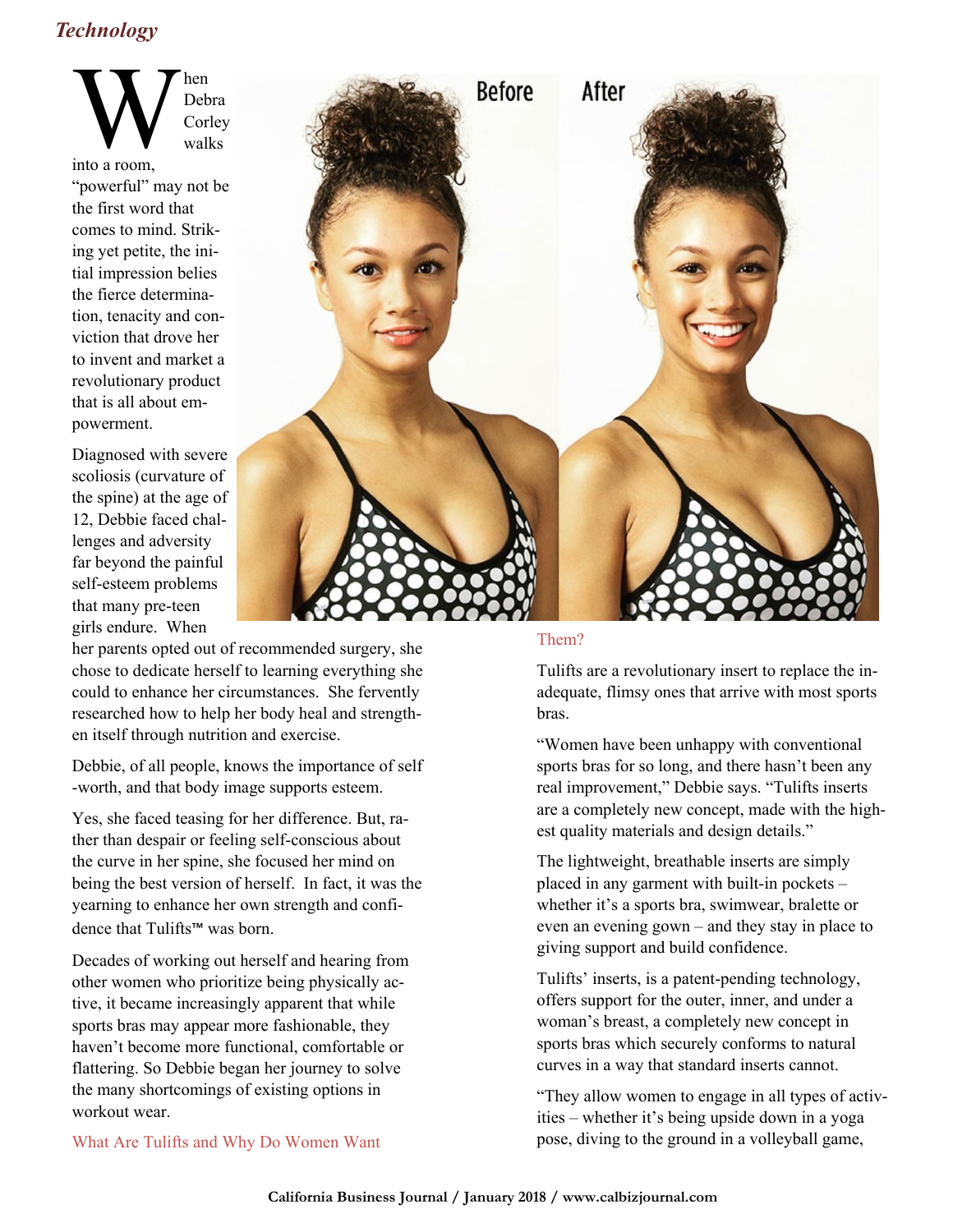*Technology*

When Debra Corley walks into a room, "powerful" may not be the first word that comes to mind. Striking yet petite, the initial impression belies the fierce determination, tenacity and conviction that drove her to invent and market a revolutionary product that is all about empowerment.

Diagnosed with severe scoliosis (curvature of the spine) at the age of 12, Debbie faced challenges and adversity far beyond the painful self-esteem problems that many pre-teen girls endure. When her parents opted out of recommended surgery, she chose to dedicate herself to learning everything she could to enhance her circumstances. She fervently researched how to help her body heal and strengthen itself through nutrition and exercise.

Debbie, of all people, knows the importance of self-worth, and that body image supports esteem.

Yes, she faced teasing for her difference. But, rather than despair or feeling self-conscious about the curve in her spine, she focused her mind on being the best version of herself. In fact, it was the yearning to enhance her own strength and confidence that Tulifts™ was born.

Decades of working out herself and hearing from other women who prioritize being physically active, it became increasingly apparent that while sports bras may appear more fashionable, they haven't become more functional, comfortable or flattering. So Debbie began her journey to solve the many shortcomings of existing options in workout wear.

## What Are Tulifts and Why Do Women Want Them?

Tulifts are a revolutionary insert to replace the inadequate, flimsy ones that arrive with most sports bras.

"Women have been unhappy with conventional sports bras for so long, and there hasn't been any real improvement," Debbie says. "Tulifts inserts are a completely new concept, made with the highest quality materials and design details."

The lightweight, breathable inserts are simply placed in any garment with built-in pockets – whether it's a sports bra, swimwear, bralette or even an evening gown – and they stay in place to giving support and build confidence.

Tulifts' inserts, is a patent-pending technology, offers support for the outer, inner, and under a woman's breast, a completely new concept in sports bras which securely conforms to natural curves in a way that standard inserts cannot.

"They allow women to engage in all types of activities – whether it's being upside down in a yoga pose, diving to the ground in a volleyball game,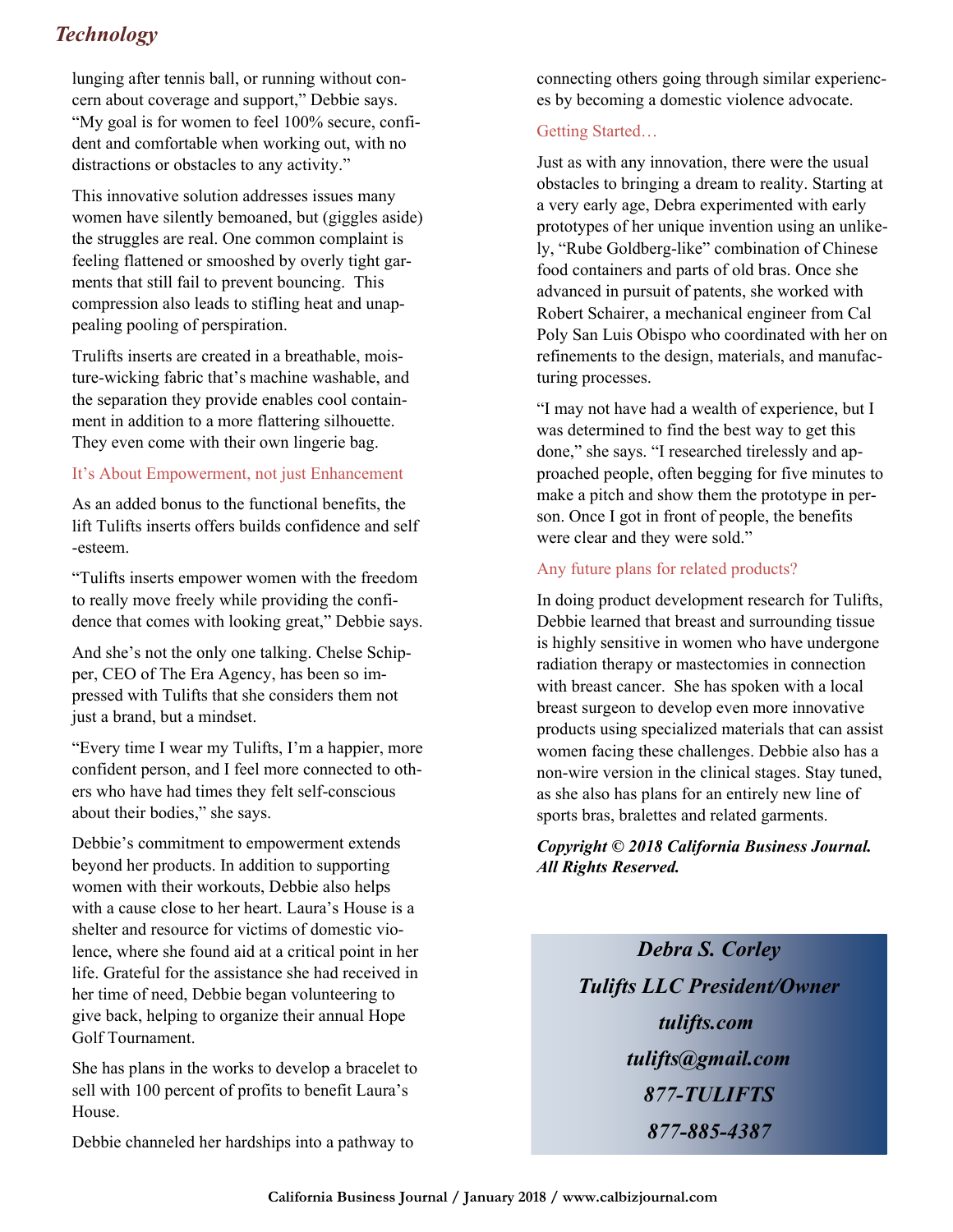lunging after tennis ball, or running without concern about coverage and support," Debbie says. "My goal is for women to feel 100% secure, confident and comfortable when working out, with no distractions or obstacles to any activity."

This innovative solution addresses issues many women have silently bemoaned, but (giggles aside) the struggles are real. One common complaint is feeling flattened or smooshed by overly tight garments that still fail to prevent bouncing. This compression also leads to stifling heat and unappealing pooling of perspiration.

Trulifts inserts are created in a breathable, moisture-wicking fabric that's machine washable, and the separation they provide enables cool containment in addition to a more flattering silhouette. They even come with their own lingerie bag.

## It's About Empowerment, not just Enhancement

As an added bonus to the functional benefits, the lift Tulifts inserts offers builds confidence and self-esteem.

"Tulifts inserts empower women with the freedom to really move freely while providing the confidence that comes with looking great," Debbie says.

And she's not the only one talking. Chelse Schipper, CEO of The Era Agency, has been so impressed with Tulifts that she considers them not just a brand, but a mindset.

"Every time I wear my Tulifts, I'm a happier, more confident person, and I feel more connected to others who have had times they felt self-conscious about their bodies," she says.

Debbie's commitment to empowerment extends beyond her products. In addition to supporting women with their workouts, Debbie also helps with a cause close to her heart. Laura's House is a shelter and resource for victims of domestic violence, where she found aid at a critical point in her life. Grateful for the assistance she had received in her time of need, Debbie began volunteering to give back, helping to organize their annual Hope Golf Tournament.

She has plans in the works to develop a bracelet to sell with 100 percent of profits to benefit Laura's House.

Debbie channeled her hardships into a pathway to connecting others going through similar experiences by becoming a domestic violence advocate.

## Getting Started…

Just as with any innovation, there were the usual obstacles to bringing a dream to reality. Starting at a very early age, Debra experimented with early prototypes of her unique invention using an unlikely, "Rube Goldberg-like" combination of Chinese food containers and parts of old bras. Once she advanced in pursuit of patents, she worked with Robert Schairer, a mechanical engineer from Cal Poly San Luis Obispo who coordinated with her on refinements to the design, materials, and manufacturing processes.

"I may not have had a wealth of experience, but I was determined to find the best way to get this done," she says. "I researched tirelessly and approached people, often begging for five minutes to make a pitch and show them the prototype in person. Once I got in front of people, the benefits were clear and they were sold."

## Any future plans for related products?

In doing product development research for Tulifts, Debbie learned that breast and surrounding tissue is highly sensitive in women who have undergone radiation therapy or mastectomies in connection with breast cancer. She has spoken with a local breast surgeon to develop even more innovative products using specialized materials that can assist women facing these challenges. Debbie also has a non-wire version in the clinical stages. Stay tuned, as she also has plans for an entirely new line of sports bras, bralettes and related garments.

***Copyright © 2018 California Business Journal. All Rights Reserved.***

***Debra S. Corley***
***Tulifts LLC President/Owner***
***tulifts.com***
***tulifts@gmail.com***
***877-TULIFTS***
***877-885-4387***